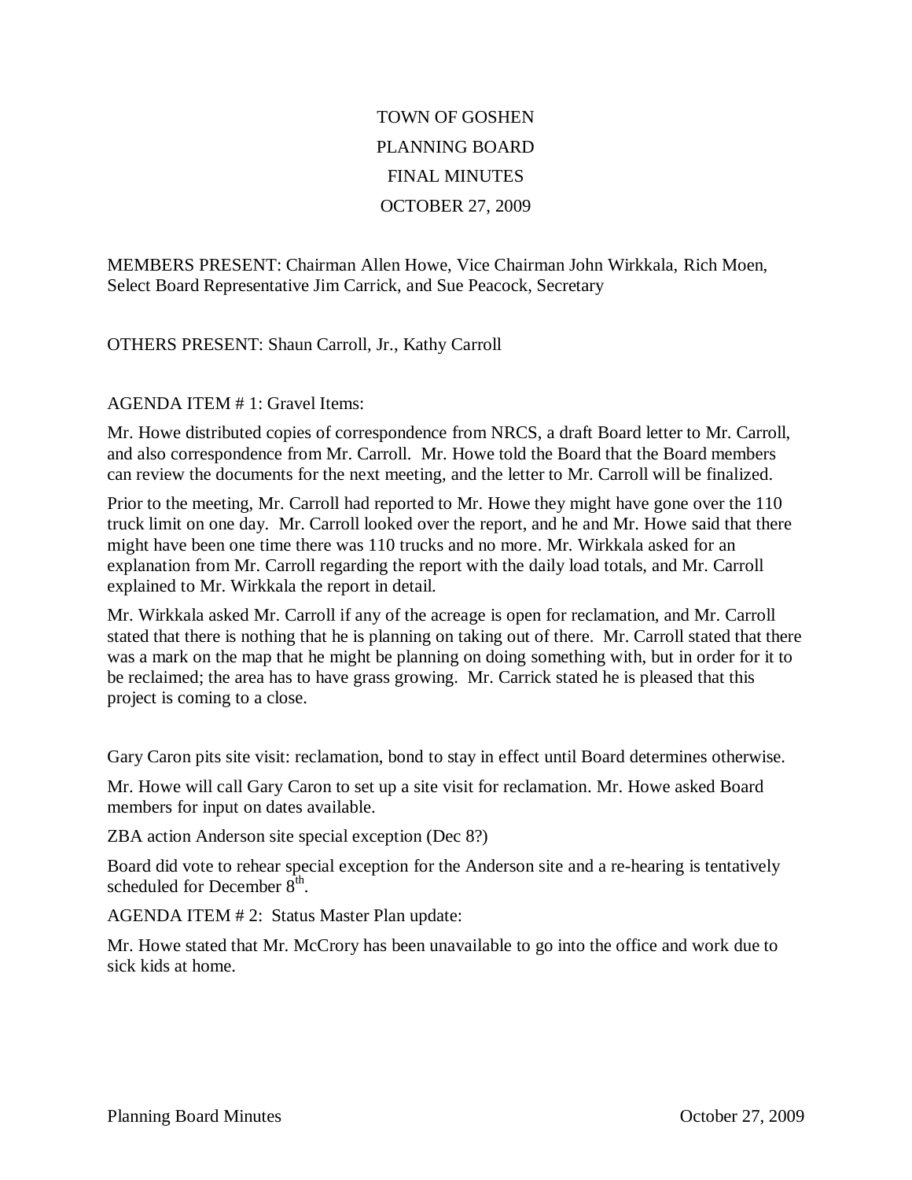# TOWN OF GOSHEN
# PLANNING BOARD
# FINAL MINUTES
# OCTOBER 27, 2009

MEMBERS PRESENT: Chairman Allen Howe, Vice Chairman John Wirkkala, Rich Moen, Select Board Representative Jim Carrick, and Sue Peacock, Secretary

OTHERS PRESENT: Shaun Carroll, Jr., Kathy Carroll

AGENDA ITEM # 1: Gravel Items:

Mr. Howe distributed copies of correspondence from NRCS, a draft Board letter to Mr. Carroll, and also correspondence from Mr. Carroll. Mr. Howe told the Board that the Board members can review the documents for the next meeting, and the letter to Mr. Carroll will be finalized.

Prior to the meeting, Mr. Carroll had reported to Mr. Howe they might have gone over the 110 truck limit on one day. Mr. Carroll looked over the report, and he and Mr. Howe said that there might have been one time there was 110 trucks and no more. Mr. Wirkkala asked for an explanation from Mr. Carroll regarding the report with the daily load totals, and Mr. Carroll explained to Mr. Wirkkala the report in detail.

Mr. Wirkkala asked Mr. Carroll if any of the acreage is open for reclamation, and Mr. Carroll stated that there is nothing that he is planning on taking out of there. Mr. Carroll stated that there was a mark on the map that he might be planning on doing something with, but in order for it to be reclaimed; the area has to have grass growing. Mr. Carrick stated he is pleased that this project is coming to a close.

Gary Caron pits site visit: reclamation, bond to stay in effect until Board determines otherwise.

Mr. Howe will call Gary Caron to set up a site visit for reclamation. Mr. Howe asked Board members for input on dates available.

ZBA action Anderson site special exception (Dec 8?)

Board did vote to rehear special exception for the Anderson site and a re-hearing is tentatively scheduled for December 8th.

AGENDA ITEM # 2: Status Master Plan update:

Mr. Howe stated that Mr. McCrory has been unavailable to go into the office and work due to sick kids at home.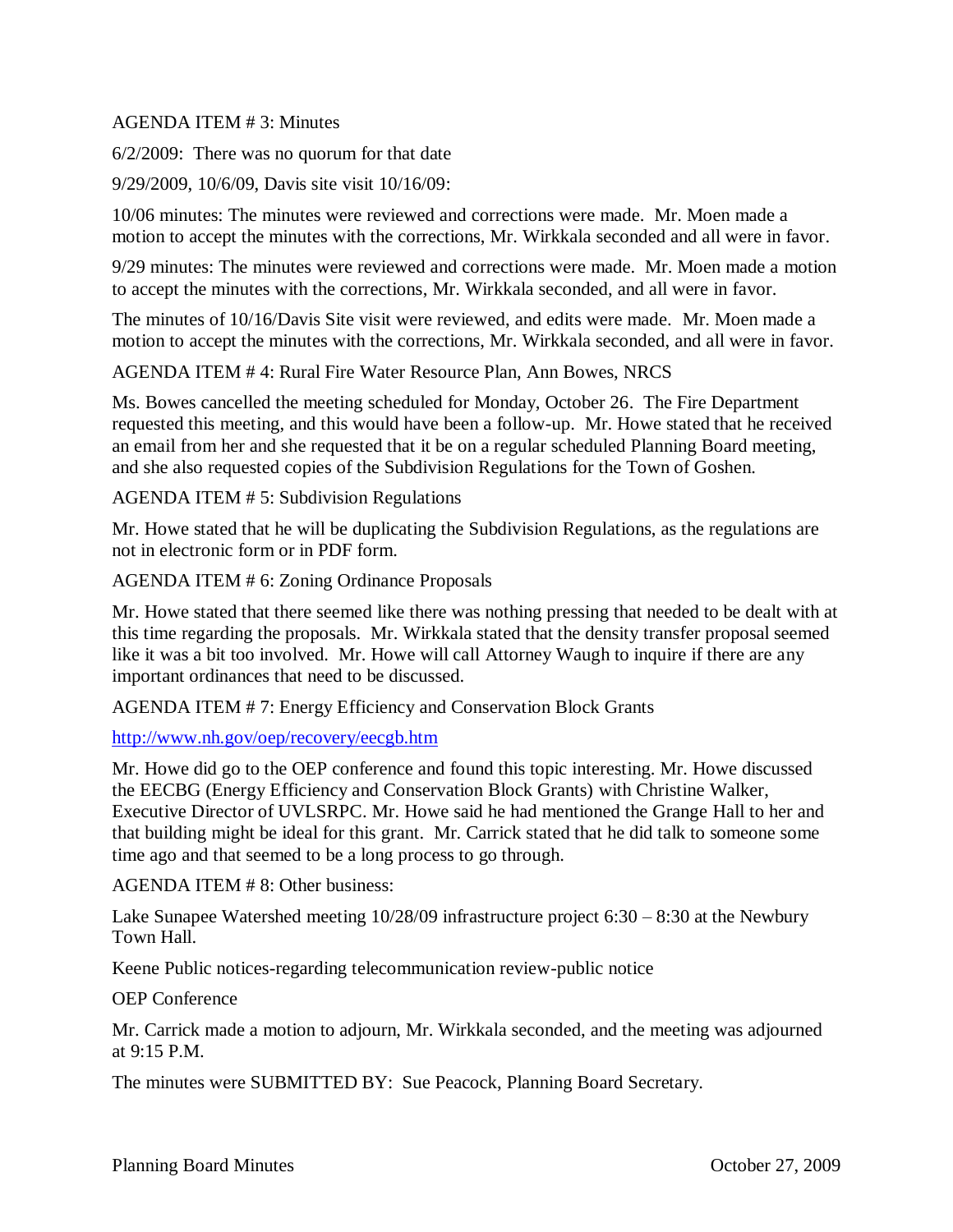AGENDA ITEM # 3: Minutes

6/2/2009: There was no quorum for that date

9/29/2009, 10/6/09, Davis site visit 10/16/09:

10/06 minutes: The minutes were reviewed and corrections were made. Mr. Moen made a motion to accept the minutes with the corrections, Mr. Wirkkala seconded and all were in favor.

9/29 minutes: The minutes were reviewed and corrections were made. Mr. Moen made a motion to accept the minutes with the corrections, Mr. Wirkkala seconded, and all were in favor.

The minutes of 10/16/Davis Site visit were reviewed, and edits were made. Mr. Moen made a motion to accept the minutes with the corrections, Mr. Wirkkala seconded, and all were in favor.

AGENDA ITEM # 4: Rural Fire Water Resource Plan, Ann Bowes, NRCS

Ms. Bowes cancelled the meeting scheduled for Monday, October 26. The Fire Department requested this meeting, and this would have been a follow-up. Mr. Howe stated that he received an email from her and she requested that it be on a regular scheduled Planning Board meeting, and she also requested copies of the Subdivision Regulations for the Town of Goshen.

AGENDA ITEM # 5: Subdivision Regulations

Mr. Howe stated that he will be duplicating the Subdivision Regulations, as the regulations are not in electronic form or in PDF form.

AGENDA ITEM # 6: Zoning Ordinance Proposals

Mr. Howe stated that there seemed like there was nothing pressing that needed to be dealt with at this time regarding the proposals. Mr. Wirkkala stated that the density transfer proposal seemed like it was a bit too involved. Mr. Howe will call Attorney Waugh to inquire if there are any important ordinances that need to be discussed.

AGENDA ITEM # 7: Energy Efficiency and Conservation Block Grants

http://www.nh.gov/oep/recovery/eecgb.htm

Mr. Howe did go to the OEP conference and found this topic interesting. Mr. Howe discussed the EECBG (Energy Efficiency and Conservation Block Grants) with Christine Walker, Executive Director of UVLSRPC. Mr. Howe said he had mentioned the Grange Hall to her and that building might be ideal for this grant. Mr. Carrick stated that he did talk to someone some time ago and that seemed to be a long process to go through.

AGENDA ITEM # 8: Other business:

Lake Sunapee Watershed meeting 10/28/09 infrastructure project 6:30 – 8:30 at the Newbury Town Hall.

Keene Public notices-regarding telecommunication review-public notice

OEP Conference

Mr. Carrick made a motion to adjourn, Mr. Wirkkala seconded, and the meeting was adjourned at 9:15 P.M.

The minutes were SUBMITTED BY: Sue Peacock, Planning Board Secretary.